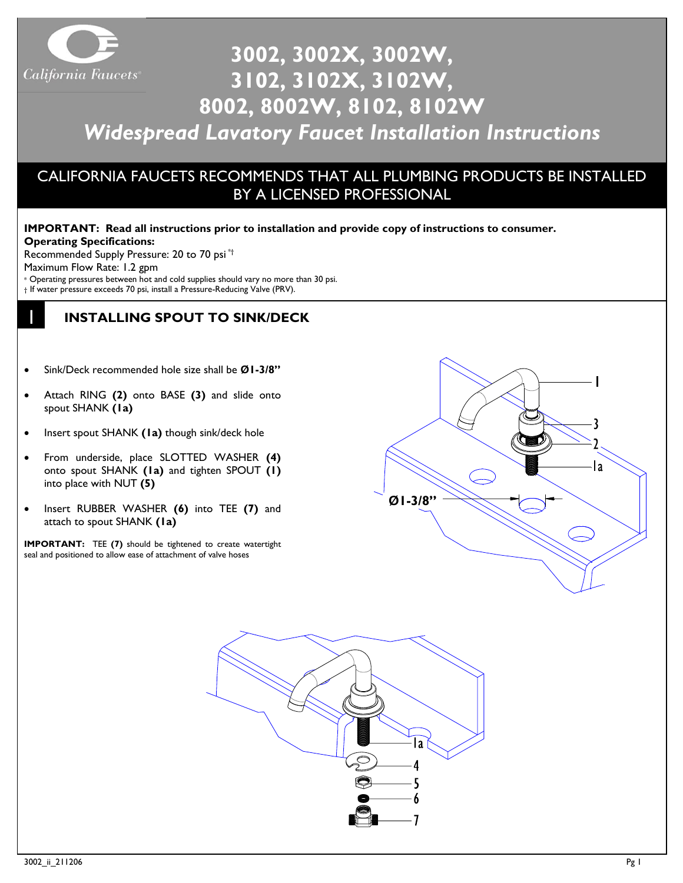# 3002, 3002X, 3002W, 3102, 3102X, 3102W, 8002, 8002W, 8102, 8102W

## *Widespread Lavatory Faucet Installation Instructions*

CALIFORNIA FAUCETS RECOMMENDS THAT ALL PLUMBING PRODUCTS BE INSTALLED BY A LICENSED PROFESSIONAL

**IMPORTANT: Read all instructions prior to installation and provide copy of instructions to consumer.**

**Operating Specifications:**

Recommended Supply Pressure: 20 to 70 psi *†

Maximum Flow Rate: 1.2 gpm

\* Operating pressures between hot and cold supplies should vary no more than 30 psi.

† If water pressure exceeds 70 psi, install a Pressure-Reducing Valve (PRV).

## 1 INSTALLING SPOUT TO SINK/DECK

- Sink/Deck recommended hole size shall be **Ø1-3/8"**
- Attach RING **(2)** onto BASE **(3)** and slide onto spout SHANK **(1a)**
- Insert spout SHANK **(1a)** though sink/deck hole
- From underside, place SLOTTED WASHER **(4)** onto spout SHANK **(1a)** and tighten SPOUT **(1)** into place with NUT **(5)**
- Insert RUBBER WASHER **(6)** into TEE **(7)** and attach to spout SHANK **(1a)**

**IMPORTANT:** TEE **(7)** should be tightened to create watertight seal and positioned to allow ease of attachment of valve hoses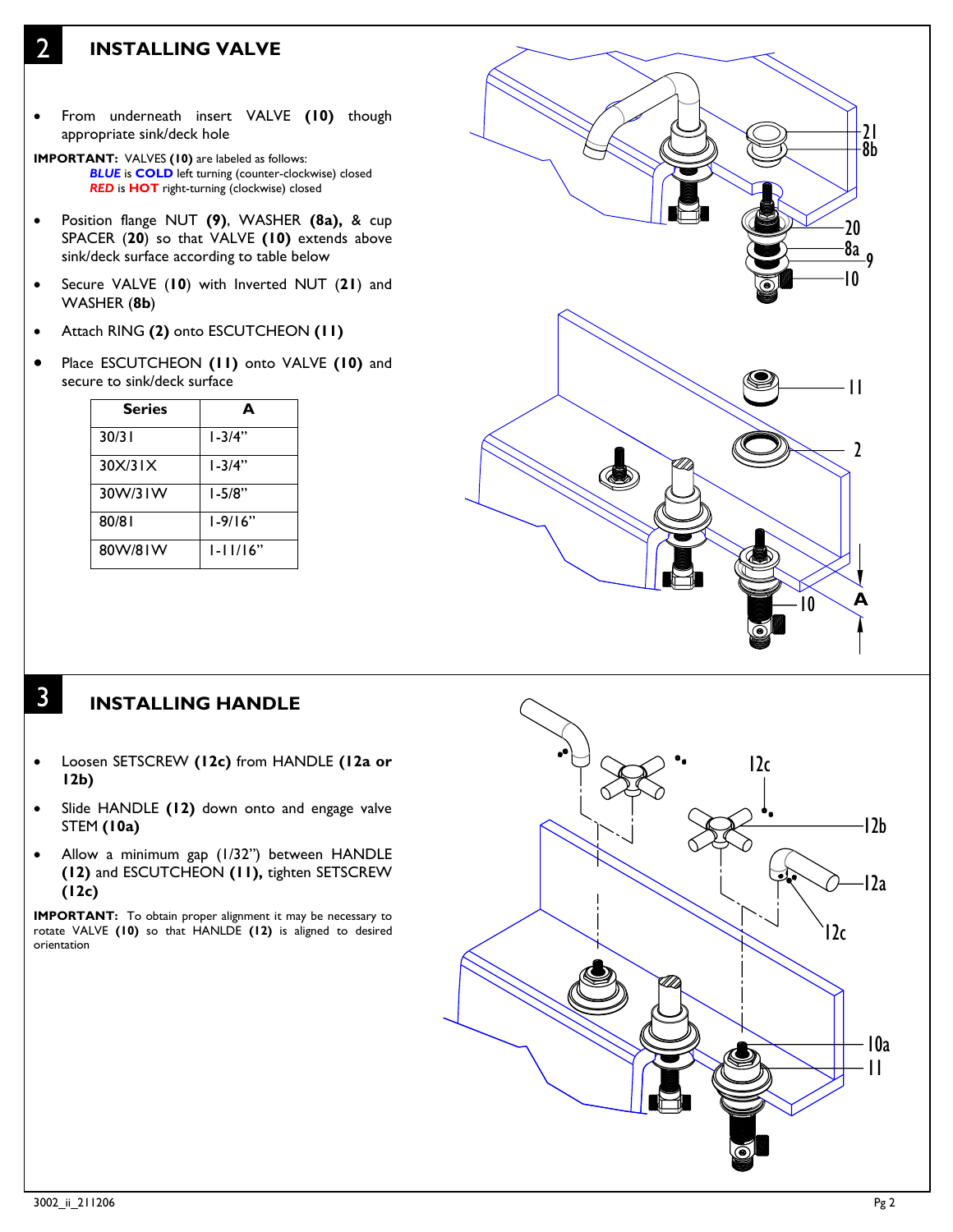## 2 INSTALLING VALVE

- From underneath insert VALVE **(10)** though appropriate sink/deck hole

**IMPORTANT:** VALVES **(10)** are labeled as follows:
***BLUE*** is **COLD** left turning (counter-clockwise) closed
***RED*** is **HOT** right-turning (clockwise) closed

- Position flange NUT **(9)**, WASHER **(8a),** & cup SPACER (**20**) so that VALVE **(10)** extends above sink/deck surface according to table below
- Secure VALVE (**10**) with Inverted NUT (**21**) and WASHER (**8b**)
- Attach RING **(2)** onto ESCUTCHEON **(11)**
- Place ESCUTCHEON **(11)** onto VALVE **(10)** and secure to sink/deck surface

| Series | A |
|---|---|
| 30/31 | 1-3/4" |
| 30X/31X | 1-3/4" |
| 30W/31W | 1-5/8" |
| 80/81 | 1-9/16" |
| 80W/81W | 1-11/16" |

## 3 INSTALLING HANDLE

- Loosen SETSCREW **(12c)** from HANDLE **(12a or 12b)**
- Slide HANDLE **(12)** down onto and engage valve STEM **(10a)**
- Allow a minimum gap (1/32") between HANDLE **(12)** and ESCUTCHEON **(11),** tighten SETSCREW **(12c)**

**IMPORTANT:** To obtain proper alignment it may be necessary to rotate VALVE **(10)** so that HANLDE **(12)** is aligned to desired orientation

3002_ii_211206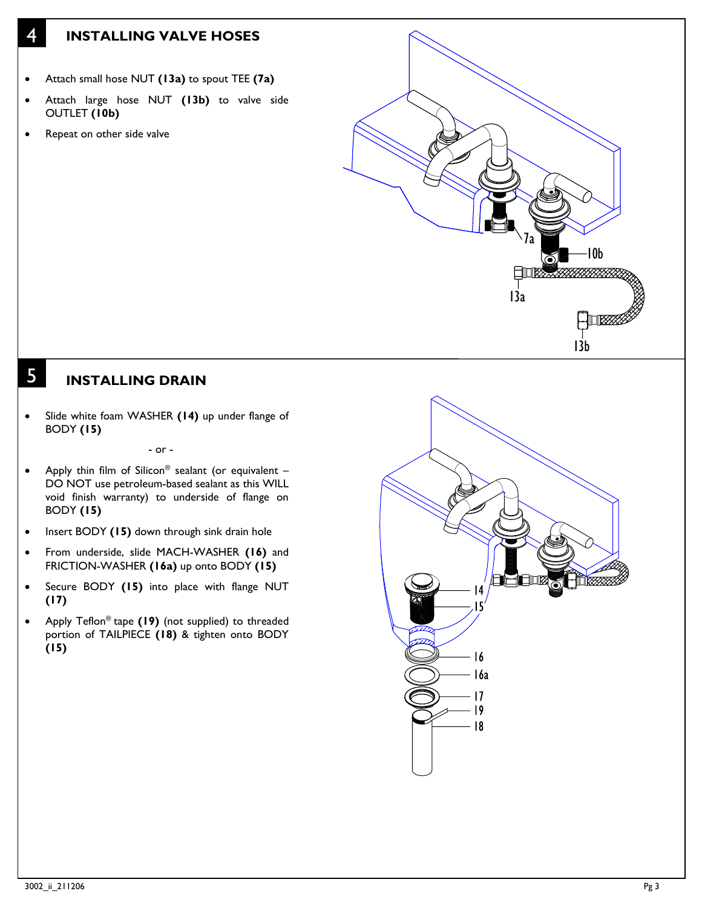## 4 INSTALLING VALVE HOSES

- Attach small hose NUT **(13a)** to spout TEE **(7a)**
- Attach large hose NUT **(13b)** to valve side OUTLET **(10b)**
- Repeat on other side valve

7a

10b

13a

13b

## 5 INSTALLING DRAIN

- Slide white foam WASHER **(14)** up under flange of BODY **(15)**

- or -

- Apply thin film of Silicon® sealant (or equivalent – DO NOT use petroleum-based sealant as this WILL void finish warranty) to underside of flange on BODY **(15)**
- Insert BODY **(15)** down through sink drain hole
- From underside, slide MACH-WASHER **(16)** and FRICTION-WASHER **(16a)** up onto BODY **(15)**
- Secure BODY **(15)** into place with flange NUT **(17)**
- Apply Teflon® tape **(19)** (not supplied) to threaded portion of TAILPIECE **(18)** & tighten onto BODY **(15)**

14

15

16

16a

17

19

18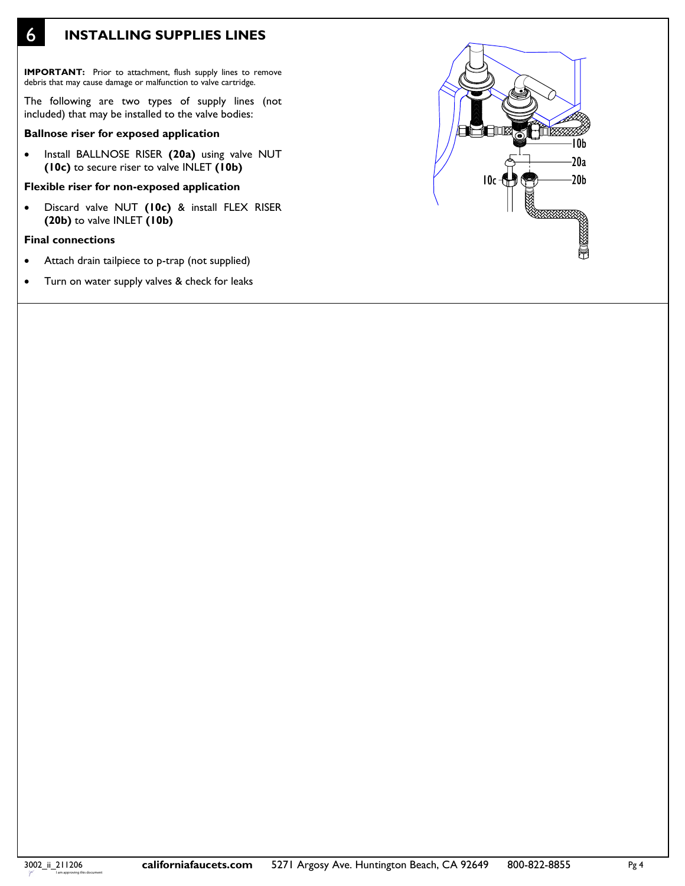## 6 INSTALLING SUPPLIES LINES

**IMPORTANT:** Prior to attachment, flush supply lines to remove debris that may cause damage or malfunction to valve cartridge.

The following are two types of supply lines (not included) that may be installed to the valve bodies:

**Ballnose riser for exposed application**

- Install BALLNOSE RISER **(20a)** using valve NUT **(10c)** to secure riser to valve INLET **(10b)**

**Flexible riser for non-exposed application**

- Discard valve NUT **(10c)** & install FLEX RISER **(20b)** to valve INLET **(10b)**

**Final connections**

- Attach drain tailpiece to p-trap (not supplied)
- Turn on water supply valves & check for leaks

10b

20a

10c

20b